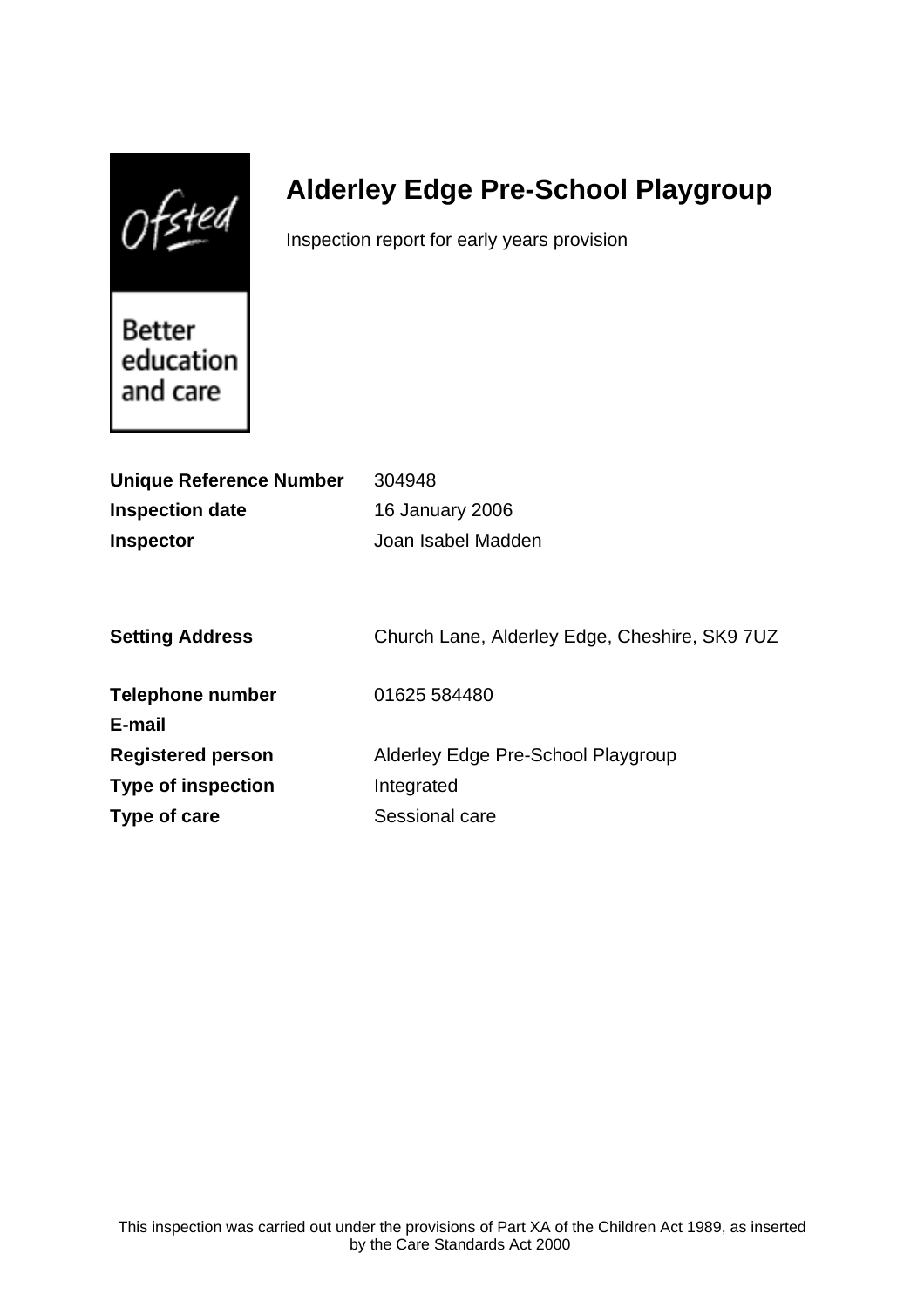# Alderley Edge Pre-School Playgroup

Inspection report for early years provision

| | |
|---|---|
| **Unique Reference Number** | 304948 |
| **Inspection date** | 16 January 2006 |
| **Inspector** | Joan Isabel Madden |

| | |
|---|---|
| **Setting Address** | Church Lane, Alderley Edge, Cheshire, SK9 7UZ |
| **Telephone number** | 01625 584480 |
| **E-mail** | |
| **Registered person** | Alderley Edge Pre-School Playgroup |
| **Type of inspection** | Integrated |
| **Type of care** | Sessional care |

This inspection was carried out under the provisions of Part XA of the Children Act 1989, as inserted by the Care Standards Act 2000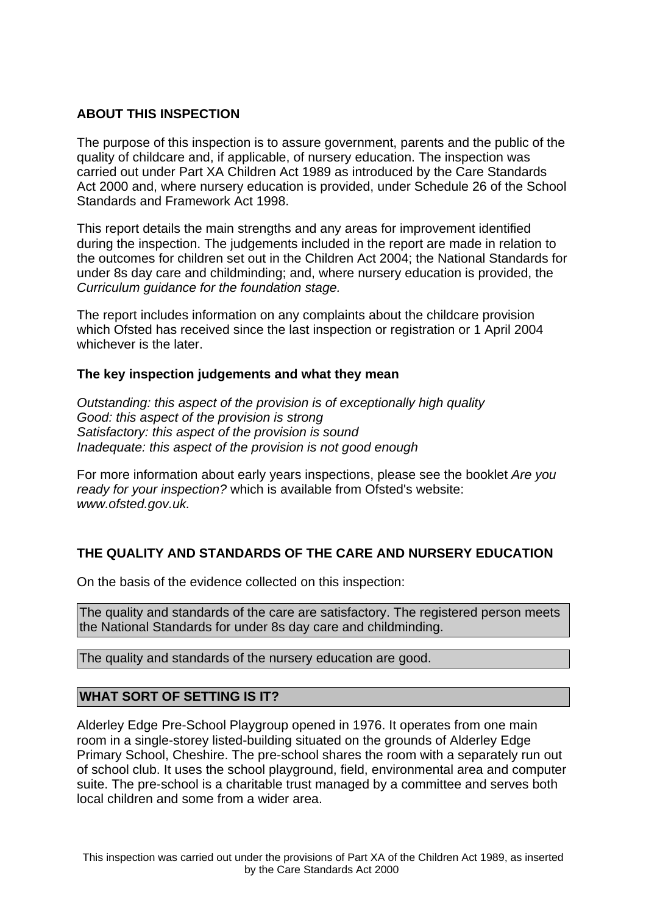## ABOUT THIS INSPECTION

The purpose of this inspection is to assure government, parents and the public of the quality of childcare and, if applicable, of nursery education. The inspection was carried out under Part XA Children Act 1989 as introduced by the Care Standards Act 2000 and, where nursery education is provided, under Schedule 26 of the School Standards and Framework Act 1998.

This report details the main strengths and any areas for improvement identified during the inspection. The judgements included in the report are made in relation to the outcomes for children set out in the Children Act 2004; the National Standards for under 8s day care and childminding; and, where nursery education is provided, the *Curriculum guidance for the foundation stage.*

The report includes information on any complaints about the childcare provision which Ofsted has received since the last inspection or registration or 1 April 2004 whichever is the later.

### The key inspection judgements and what they mean

*Outstanding: this aspect of the provision is of exceptionally high quality*
*Good: this aspect of the provision is strong*
*Satisfactory: this aspect of the provision is sound*
*Inadequate: this aspect of the provision is not good enough*

For more information about early years inspections, please see the booklet *Are you ready for your inspection?* which is available from Ofsted's website: *www.ofsted.gov.uk.*

## THE QUALITY AND STANDARDS OF THE CARE AND NURSERY EDUCATION

On the basis of the evidence collected on this inspection:

The quality and standards of the care are satisfactory. The registered person meets the National Standards for under 8s day care and childminding.

The quality and standards of the nursery education are good.

## WHAT SORT OF SETTING IS IT?

Alderley Edge Pre-School Playgroup opened in 1976. It operates from one main room in a single-storey listed-building situated on the grounds of Alderley Edge Primary School, Cheshire. The pre-school shares the room with a separately run out of school club. It uses the school playground, field, environmental area and computer suite. The pre-school is a charitable trust managed by a committee and serves both local children and some from a wider area.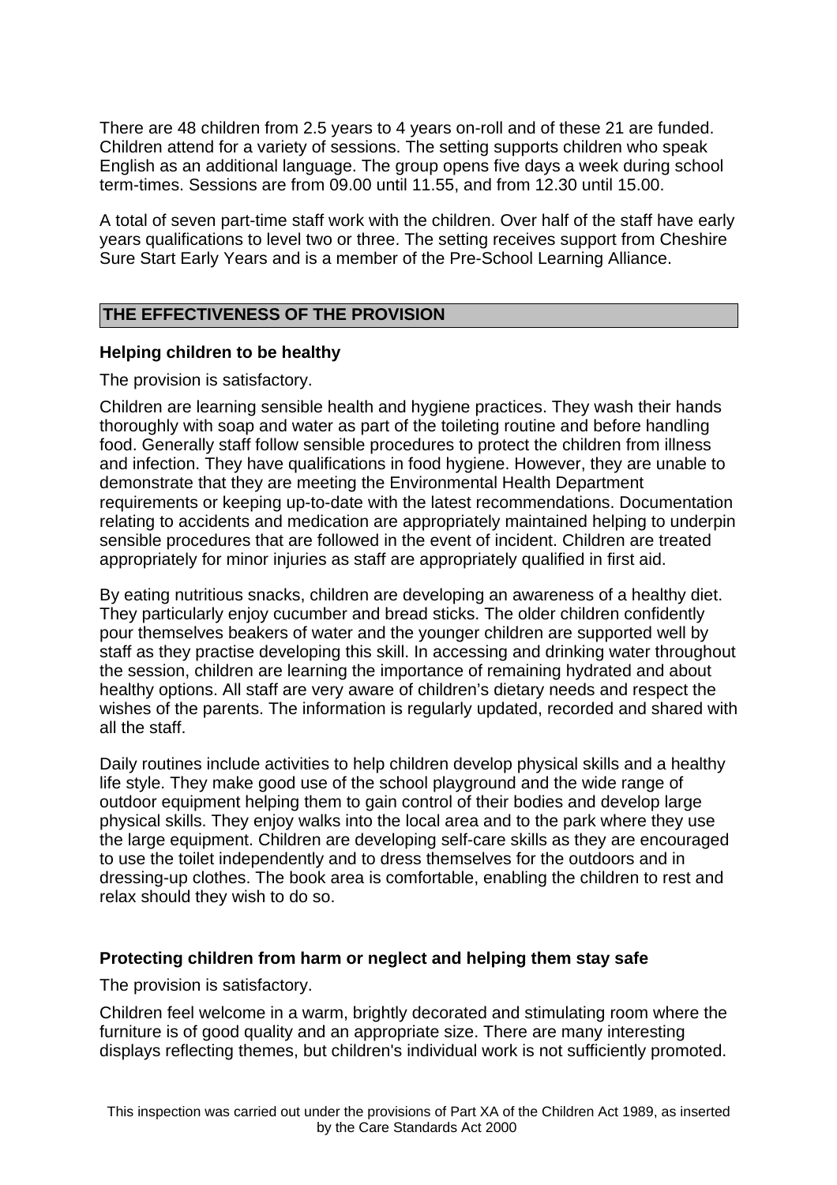There are 48 children from 2.5 years to 4 years on-roll and of these 21 are funded. Children attend for a variety of sessions. The setting supports children who speak English as an additional language. The group opens five days a week during school term-times. Sessions are from 09.00 until 11.55, and from 12.30 until 15.00.

A total of seven part-time staff work with the children. Over half of the staff have early years qualifications to level two or three. The setting receives support from Cheshire Sure Start Early Years and is a member of the Pre-School Learning Alliance.

## THE EFFECTIVENESS OF THE PROVISION

### Helping children to be healthy

The provision is satisfactory.

Children are learning sensible health and hygiene practices. They wash their hands thoroughly with soap and water as part of the toileting routine and before handling food. Generally staff follow sensible procedures to protect the children from illness and infection. They have qualifications in food hygiene. However, they are unable to demonstrate that they are meeting the Environmental Health Department requirements or keeping up-to-date with the latest recommendations. Documentation relating to accidents and medication are appropriately maintained helping to underpin sensible procedures that are followed in the event of incident. Children are treated appropriately for minor injuries as staff are appropriately qualified in first aid.

By eating nutritious snacks, children are developing an awareness of a healthy diet. They particularly enjoy cucumber and bread sticks. The older children confidently pour themselves beakers of water and the younger children are supported well by staff as they practise developing this skill. In accessing and drinking water throughout the session, children are learning the importance of remaining hydrated and about healthy options. All staff are very aware of children's dietary needs and respect the wishes of the parents. The information is regularly updated, recorded and shared with all the staff.

Daily routines include activities to help children develop physical skills and a healthy life style. They make good use of the school playground and the wide range of outdoor equipment helping them to gain control of their bodies and develop large physical skills. They enjoy walks into the local area and to the park where they use the large equipment. Children are developing self-care skills as they are encouraged to use the toilet independently and to dress themselves for the outdoors and in dressing-up clothes. The book area is comfortable, enabling the children to rest and relax should they wish to do so.

### Protecting children from harm or neglect and helping them stay safe

The provision is satisfactory.

Children feel welcome in a warm, brightly decorated and stimulating room where the furniture is of good quality and an appropriate size. There are many interesting displays reflecting themes, but children's individual work is not sufficiently promoted.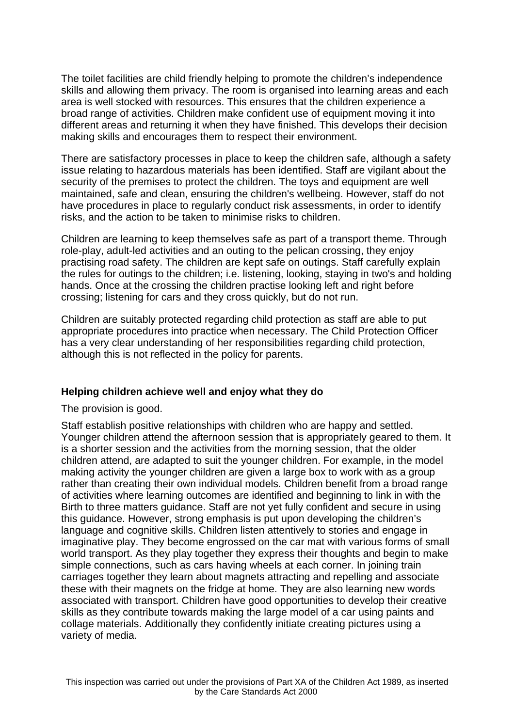The toilet facilities are child friendly helping to promote the children's independence skills and allowing them privacy. The room is organised into learning areas and each area is well stocked with resources. This ensures that the children experience a broad range of activities. Children make confident use of equipment moving it into different areas and returning it when they have finished. This develops their decision making skills and encourages them to respect their environment.

There are satisfactory processes in place to keep the children safe, although a safety issue relating to hazardous materials has been identified. Staff are vigilant about the security of the premises to protect the children. The toys and equipment are well maintained, safe and clean, ensuring the children's wellbeing. However, staff do not have procedures in place to regularly conduct risk assessments, in order to identify risks, and the action to be taken to minimise risks to children.

Children are learning to keep themselves safe as part of a transport theme. Through role-play, adult-led activities and an outing to the pelican crossing, they enjoy practising road safety. The children are kept safe on outings. Staff carefully explain the rules for outings to the children; i.e. listening, looking, staying in two's and holding hands. Once at the crossing the children practise looking left and right before crossing; listening for cars and they cross quickly, but do not run.

Children are suitably protected regarding child protection as staff are able to put appropriate procedures into practice when necessary. The Child Protection Officer has a very clear understanding of her responsibilities regarding child protection, although this is not reflected in the policy for parents.

**Helping children achieve well and enjoy what they do**

The provision is good.

Staff establish positive relationships with children who are happy and settled. Younger children attend the afternoon session that is appropriately geared to them. It is a shorter session and the activities from the morning session, that the older children attend, are adapted to suit the younger children. For example, in the model making activity the younger children are given a large box to work with as a group rather than creating their own individual models. Children benefit from a broad range of activities where learning outcomes are identified and beginning to link in with the Birth to three matters guidance. Staff are not yet fully confident and secure in using this guidance. However, strong emphasis is put upon developing the children's language and cognitive skills. Children listen attentively to stories and engage in imaginative play. They become engrossed on the car mat with various forms of small world transport. As they play together they express their thoughts and begin to make simple connections, such as cars having wheels at each corner. In joining train carriages together they learn about magnets attracting and repelling and associate these with their magnets on the fridge at home. They are also learning new words associated with transport. Children have good opportunities to develop their creative skills as they contribute towards making the large model of a car using paints and collage materials. Additionally they confidently initiate creating pictures using a variety of media.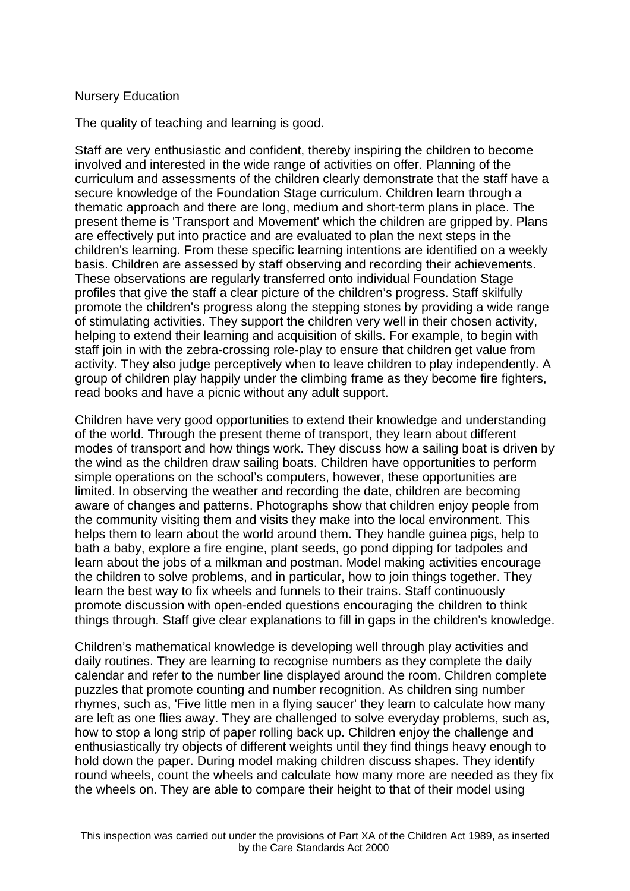Nursery Education

The quality of teaching and learning is good.

Staff are very enthusiastic and confident, thereby inspiring the children to become involved and interested in the wide range of activities on offer. Planning of the curriculum and assessments of the children clearly demonstrate that the staff have a secure knowledge of the Foundation Stage curriculum. Children learn through a thematic approach and there are long, medium and short-term plans in place. The present theme is 'Transport and Movement' which the children are gripped by. Plans are effectively put into practice and are evaluated to plan the next steps in the children's learning. From these specific learning intentions are identified on a weekly basis. Children are assessed by staff observing and recording their achievements. These observations are regularly transferred onto individual Foundation Stage profiles that give the staff a clear picture of the children's progress. Staff skilfully promote the children's progress along the stepping stones by providing a wide range of stimulating activities. They support the children very well in their chosen activity, helping to extend their learning and acquisition of skills. For example, to begin with staff join in with the zebra-crossing role-play to ensure that children get value from activity. They also judge perceptively when to leave children to play independently. A group of children play happily under the climbing frame as they become fire fighters, read books and have a picnic without any adult support.

Children have very good opportunities to extend their knowledge and understanding of the world. Through the present theme of transport, they learn about different modes of transport and how things work. They discuss how a sailing boat is driven by the wind as the children draw sailing boats. Children have opportunities to perform simple operations on the school's computers, however, these opportunities are limited. In observing the weather and recording the date, children are becoming aware of changes and patterns. Photographs show that children enjoy people from the community visiting them and visits they make into the local environment. This helps them to learn about the world around them. They handle guinea pigs, help to bath a baby, explore a fire engine, plant seeds, go pond dipping for tadpoles and learn about the jobs of a milkman and postman. Model making activities encourage the children to solve problems, and in particular, how to join things together. They learn the best way to fix wheels and funnels to their trains. Staff continuously promote discussion with open-ended questions encouraging the children to think things through. Staff give clear explanations to fill in gaps in the children's knowledge.

Children's mathematical knowledge is developing well through play activities and daily routines. They are learning to recognise numbers as they complete the daily calendar and refer to the number line displayed around the room. Children complete puzzles that promote counting and number recognition. As children sing number rhymes, such as, 'Five little men in a flying saucer' they learn to calculate how many are left as one flies away. They are challenged to solve everyday problems, such as, how to stop a long strip of paper rolling back up. Children enjoy the challenge and enthusiastically try objects of different weights until they find things heavy enough to hold down the paper. During model making children discuss shapes. They identify round wheels, count the wheels and calculate how many more are needed as they fix the wheels on. They are able to compare their height to that of their model using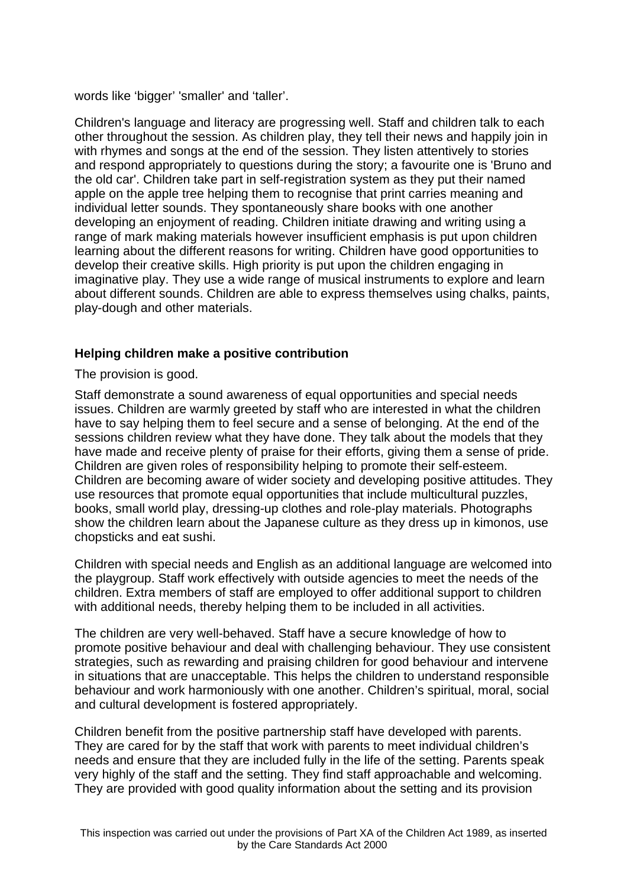words like ‘bigger’ 'smaller' and ‘taller’.

Children's language and literacy are progressing well. Staff and children talk to each other throughout the session. As children play, they tell their news and happily join in with rhymes and songs at the end of the session. They listen attentively to stories and respond appropriately to questions during the story; a favourite one is 'Bruno and the old car'. Children take part in self-registration system as they put their named apple on the apple tree helping them to recognise that print carries meaning and individual letter sounds. They spontaneously share books with one another developing an enjoyment of reading. Children initiate drawing and writing using a range of mark making materials however insufficient emphasis is put upon children learning about the different reasons for writing. Children have good opportunities to develop their creative skills. High priority is put upon the children engaging in imaginative play. They use a wide range of musical instruments to explore and learn about different sounds. Children are able to express themselves using chalks, paints, play-dough and other materials.

**Helping children make a positive contribution**

The provision is good.

Staff demonstrate a sound awareness of equal opportunities and special needs issues. Children are warmly greeted by staff who are interested in what the children have to say helping them to feel secure and a sense of belonging. At the end of the sessions children review what they have done. They talk about the models that they have made and receive plenty of praise for their efforts, giving them a sense of pride. Children are given roles of responsibility helping to promote their self-esteem. Children are becoming aware of wider society and developing positive attitudes. They use resources that promote equal opportunities that include multicultural puzzles, books, small world play, dressing-up clothes and role-play materials. Photographs show the children learn about the Japanese culture as they dress up in kimonos, use chopsticks and eat sushi.

Children with special needs and English as an additional language are welcomed into the playgroup. Staff work effectively with outside agencies to meet the needs of the children. Extra members of staff are employed to offer additional support to children with additional needs, thereby helping them to be included in all activities.

The children are very well-behaved. Staff have a secure knowledge of how to promote positive behaviour and deal with challenging behaviour. They use consistent strategies, such as rewarding and praising children for good behaviour and intervene in situations that are unacceptable. This helps the children to understand responsible behaviour and work harmoniously with one another. Children’s spiritual, moral, social and cultural development is fostered appropriately.

Children benefit from the positive partnership staff have developed with parents. They are cared for by the staff that work with parents to meet individual children’s needs and ensure that they are included fully in the life of the setting. Parents speak very highly of the staff and the setting. They find staff approachable and welcoming. They are provided with good quality information about the setting and its provision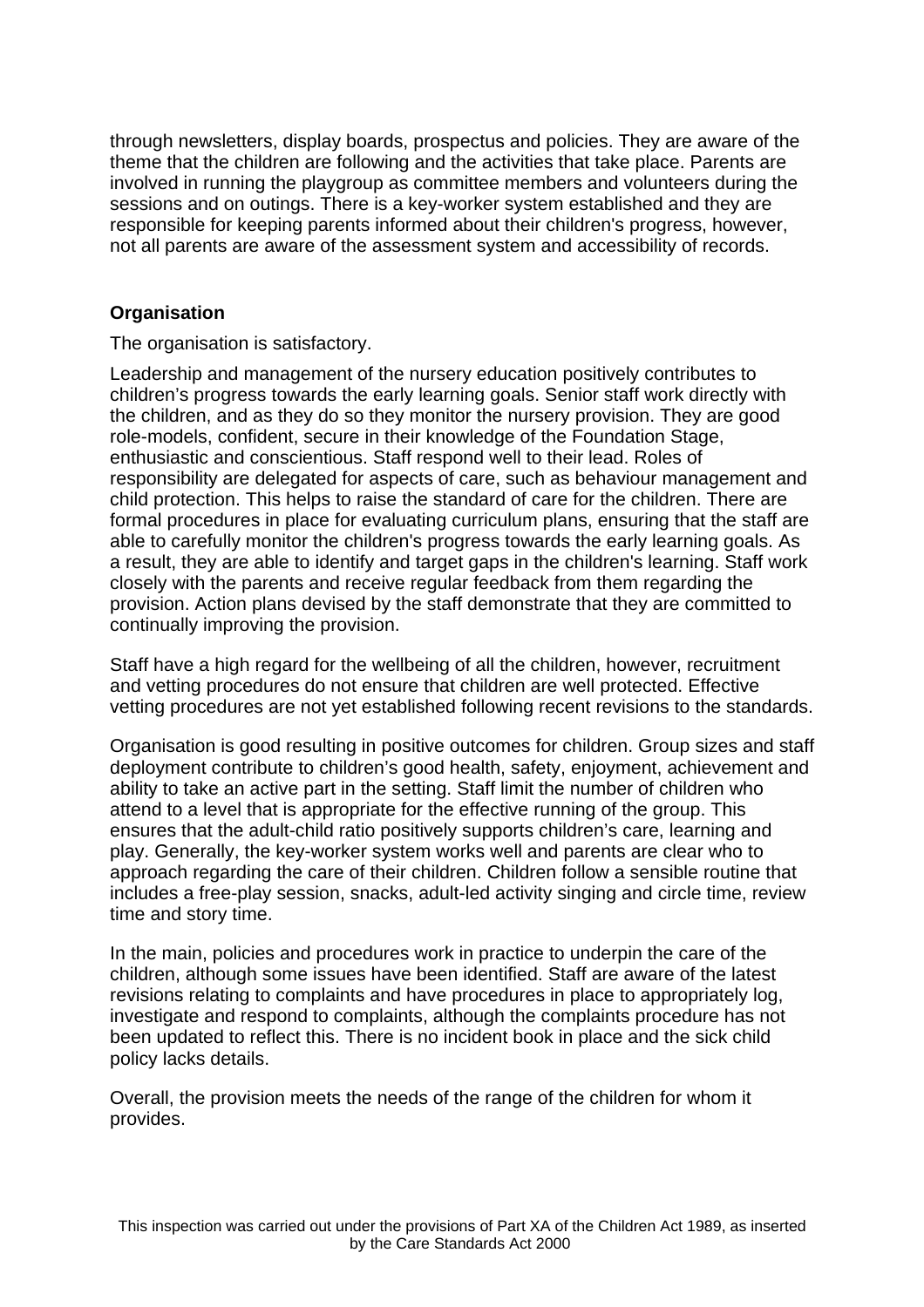through newsletters, display boards, prospectus and policies. They are aware of the theme that the children are following and the activities that take place. Parents are involved in running the playgroup as committee members and volunteers during the sessions and on outings. There is a key-worker system established and they are responsible for keeping parents informed about their children's progress, however, not all parents are aware of the assessment system and accessibility of records.

**Organisation**

The organisation is satisfactory.

Leadership and management of the nursery education positively contributes to children's progress towards the early learning goals. Senior staff work directly with the children, and as they do so they monitor the nursery provision. They are good role-models, confident, secure in their knowledge of the Foundation Stage, enthusiastic and conscientious. Staff respond well to their lead. Roles of responsibility are delegated for aspects of care, such as behaviour management and child protection. This helps to raise the standard of care for the children. There are formal procedures in place for evaluating curriculum plans, ensuring that the staff are able to carefully monitor the children's progress towards the early learning goals. As a result, they are able to identify and target gaps in the children's learning. Staff work closely with the parents and receive regular feedback from them regarding the provision. Action plans devised by the staff demonstrate that they are committed to continually improving the provision.

Staff have a high regard for the wellbeing of all the children, however, recruitment and vetting procedures do not ensure that children are well protected. Effective vetting procedures are not yet established following recent revisions to the standards.

Organisation is good resulting in positive outcomes for children. Group sizes and staff deployment contribute to children's good health, safety, enjoyment, achievement and ability to take an active part in the setting. Staff limit the number of children who attend to a level that is appropriate for the effective running of the group. This ensures that the adult-child ratio positively supports children's care, learning and play. Generally, the key-worker system works well and parents are clear who to approach regarding the care of their children. Children follow a sensible routine that includes a free-play session, snacks, adult-led activity singing and circle time, review time and story time.

In the main, policies and procedures work in practice to underpin the care of the children, although some issues have been identified. Staff are aware of the latest revisions relating to complaints and have procedures in place to appropriately log, investigate and respond to complaints, although the complaints procedure has not been updated to reflect this. There is no incident book in place and the sick child policy lacks details.

Overall, the provision meets the needs of the range of the children for whom it provides.

This inspection was carried out under the provisions of Part XA of the Children Act 1989, as inserted by the Care Standards Act 2000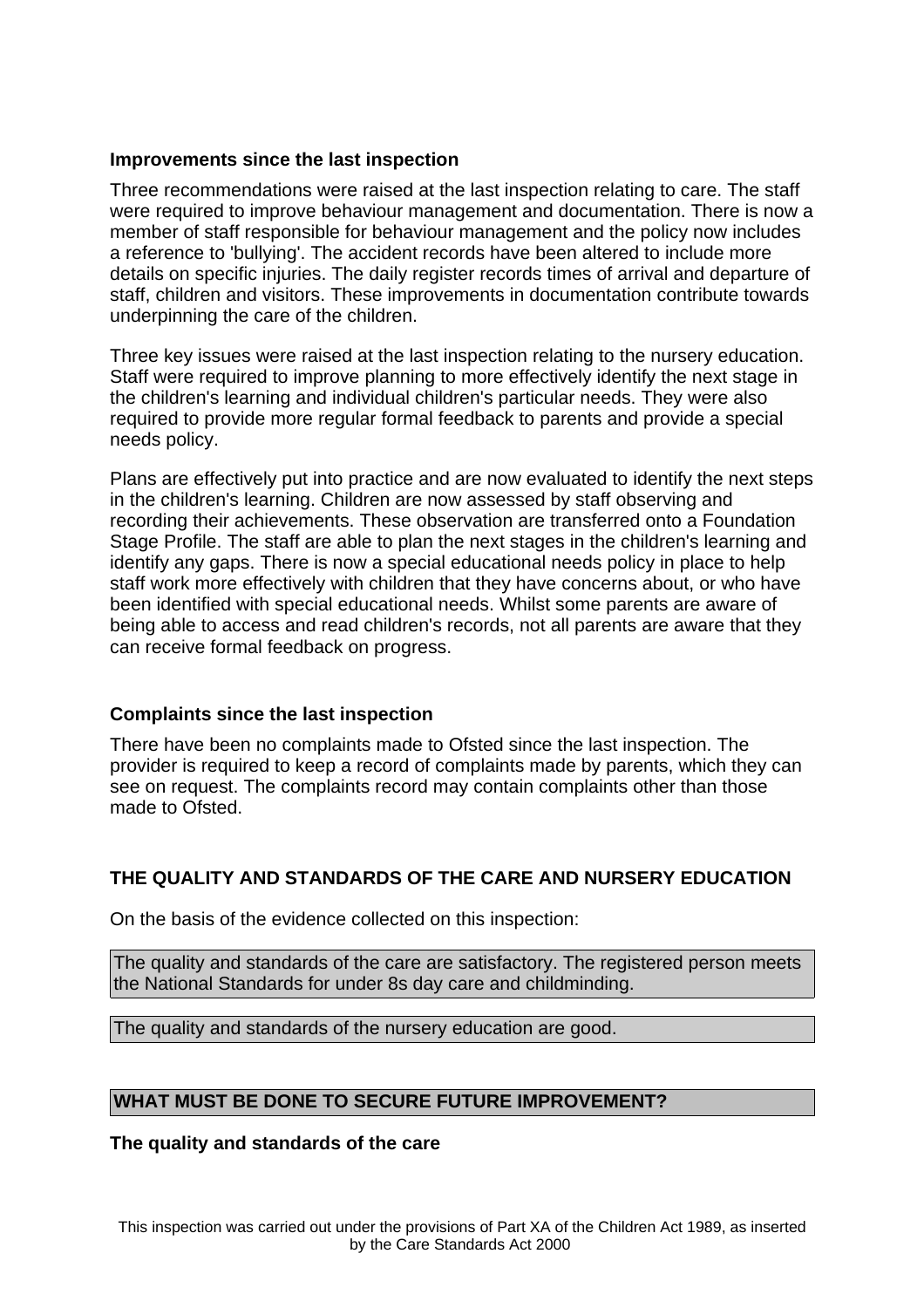### Improvements since the last inspection

Three recommendations were raised at the last inspection relating to care. The staff were required to improve behaviour management and documentation. There is now a member of staff responsible for behaviour management and the policy now includes a reference to 'bullying'. The accident records have been altered to include more details on specific injuries. The daily register records times of arrival and departure of staff, children and visitors. These improvements in documentation contribute towards underpinning the care of the children.

Three key issues were raised at the last inspection relating to the nursery education. Staff were required to improve planning to more effectively identify the next stage in the children's learning and individual children's particular needs. They were also required to provide more regular formal feedback to parents and provide a special needs policy.

Plans are effectively put into practice and are now evaluated to identify the next steps in the children's learning. Children are now assessed by staff observing and recording their achievements. These observation are transferred onto a Foundation Stage Profile. The staff are able to plan the next stages in the children's learning and identify any gaps. There is now a special educational needs policy in place to help staff work more effectively with children that they have concerns about, or who have been identified with special educational needs. Whilst some parents are aware of being able to access and read children's records, not all parents are aware that they can receive formal feedback on progress.

### Complaints since the last inspection

There have been no complaints made to Ofsted since the last inspection. The provider is required to keep a record of complaints made by parents, which they can see on request. The complaints record may contain complaints other than those made to Ofsted.

## THE QUALITY AND STANDARDS OF THE CARE AND NURSERY EDUCATION

On the basis of the evidence collected on this inspection:

The quality and standards of the care are satisfactory. The registered person meets the National Standards for under 8s day care and childminding.

The quality and standards of the nursery education are good.

## WHAT MUST BE DONE TO SECURE FUTURE IMPROVEMENT?

### The quality and standards of the care

This inspection was carried out under the provisions of Part XA of the Children Act 1989, as inserted by the Care Standards Act 2000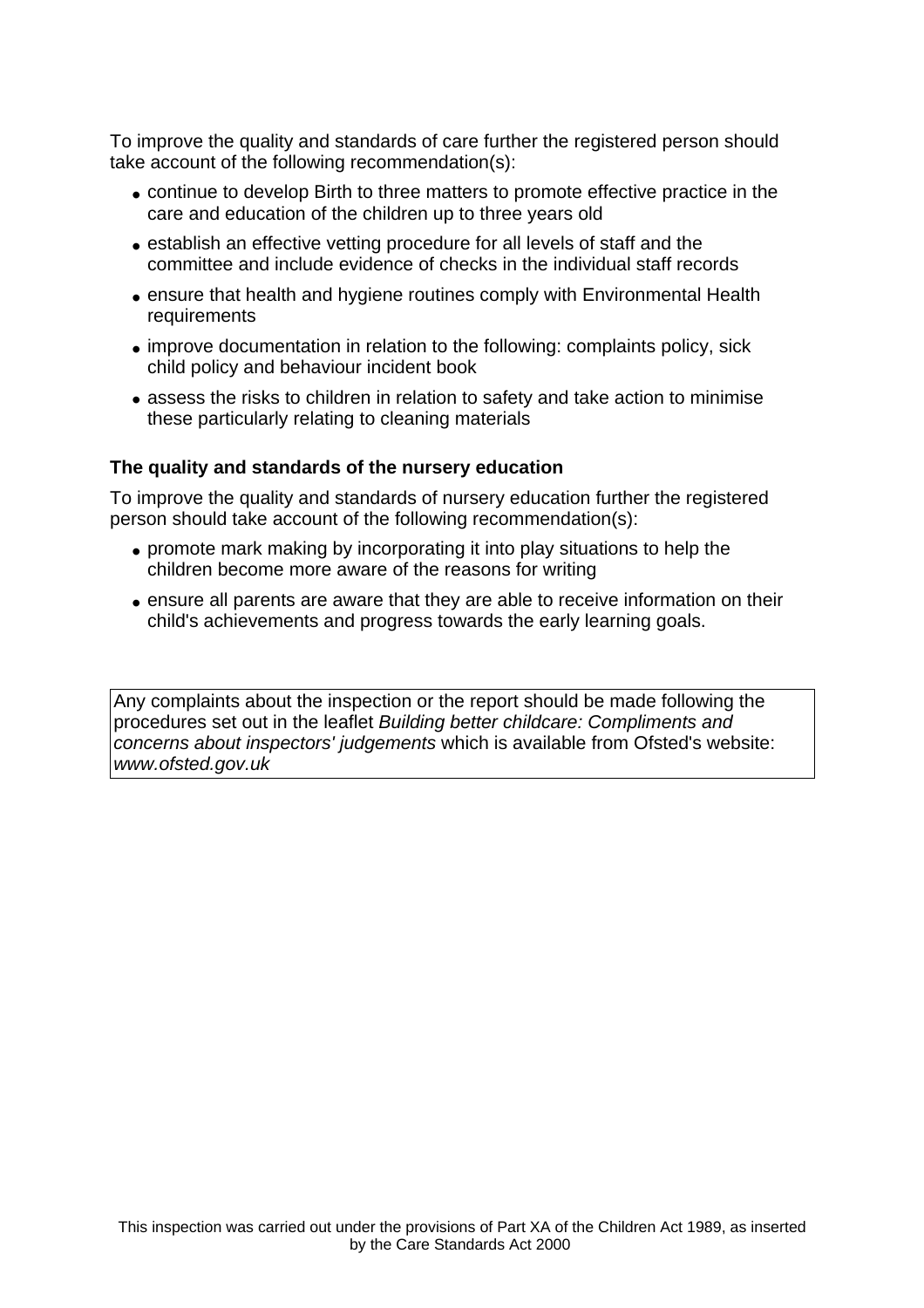To improve the quality and standards of care further the registered person should take account of the following recommendation(s):

- continue to develop Birth to three matters to promote effective practice in the care and education of the children up to three years old
- establish an effective vetting procedure for all levels of staff and the committee and include evidence of checks in the individual staff records
- ensure that health and hygiene routines comply with Environmental Health requirements
- improve documentation in relation to the following: complaints policy, sick child policy and behaviour incident book
- assess the risks to children in relation to safety and take action to minimise these particularly relating to cleaning materials

**The quality and standards of the nursery education**

To improve the quality and standards of nursery education further the registered person should take account of the following recommendation(s):

- promote mark making by incorporating it into play situations to help the children become more aware of the reasons for writing
- ensure all parents are aware that they are able to receive information on their child's achievements and progress towards the early learning goals.

Any complaints about the inspection or the report should be made following the procedures set out in the leaflet *Building better childcare: Compliments and concerns about inspectors' judgements* which is available from Ofsted's website: *www.ofsted.gov.uk*

This inspection was carried out under the provisions of Part XA of the Children Act 1989, as inserted by the Care Standards Act 2000